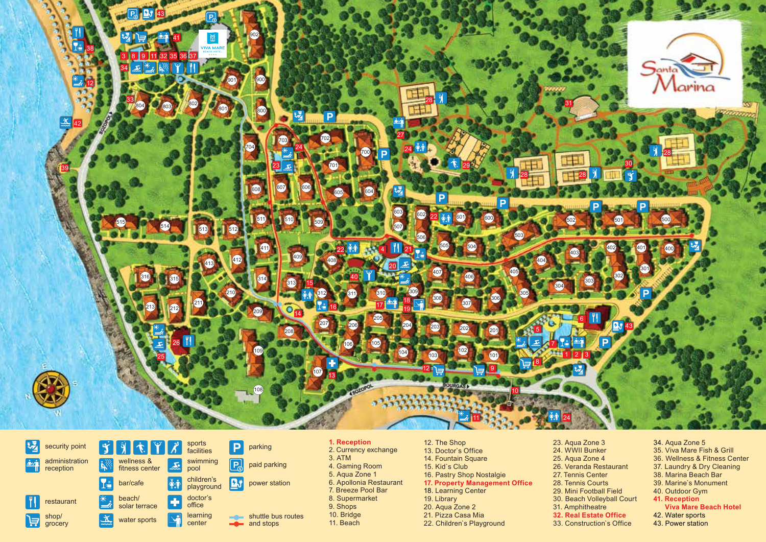# Santa Marina

| Symbol | Meaning |
| --- | --- |
| | security point |
| | administration reception |
| | restaurant |
| | shop/ grocery |
| | sports facilities |
| | wellness & fitness center |
| | swimming pool |
| | bar/cafe |
| | children's playground |
| | beach/ solar terrace |
| | doctor's office |
| | water sports |
| | learning center |
| P | parking |
| | paid parking |
| | power station |
| | shuttle bus routes and stops |

1. **Reception**
2. Currency exchange
3. ATM
4. Gaming Room
5. Aqua Zone 1
6. Apollonia Restaurant
7. Breeze Pool Bar
8. Supermarket
9. Shops
10. Bridge
11. Beach
12. The Shop
13. Doctor`s Office
14. Fountain Square
15. Kid`s Club
16. Pastry Shop Nostalgie
17. **Property Management Office**
18. Learning Center
19. Library
20. Aqua Zone 2
21. Pizza Casa Mia
22. Children`s Playground
23. Aqua Zone 3
24. WWII Bunker
25. Aqua Zone 4
26. Veranda Restaurant
27. Tennis Center
28. Tennis Courts
29. Mini Football Field
30. Beach Volleyball Court
31. Amphitheatre
32. **Real Estate Office**
33. Construction`s Office
34. Aqua Zone 5
35. Viva Mare Fish & Grill
36. Wellness & Fitness Center
37. Laundry & Dry Cleaning
38. Marina Beach Bar
39. Marine`s Monument
40. Outdoor Gym
41. **Reception Viva Mare Beach Hotel**
42. Water sports
43. Power station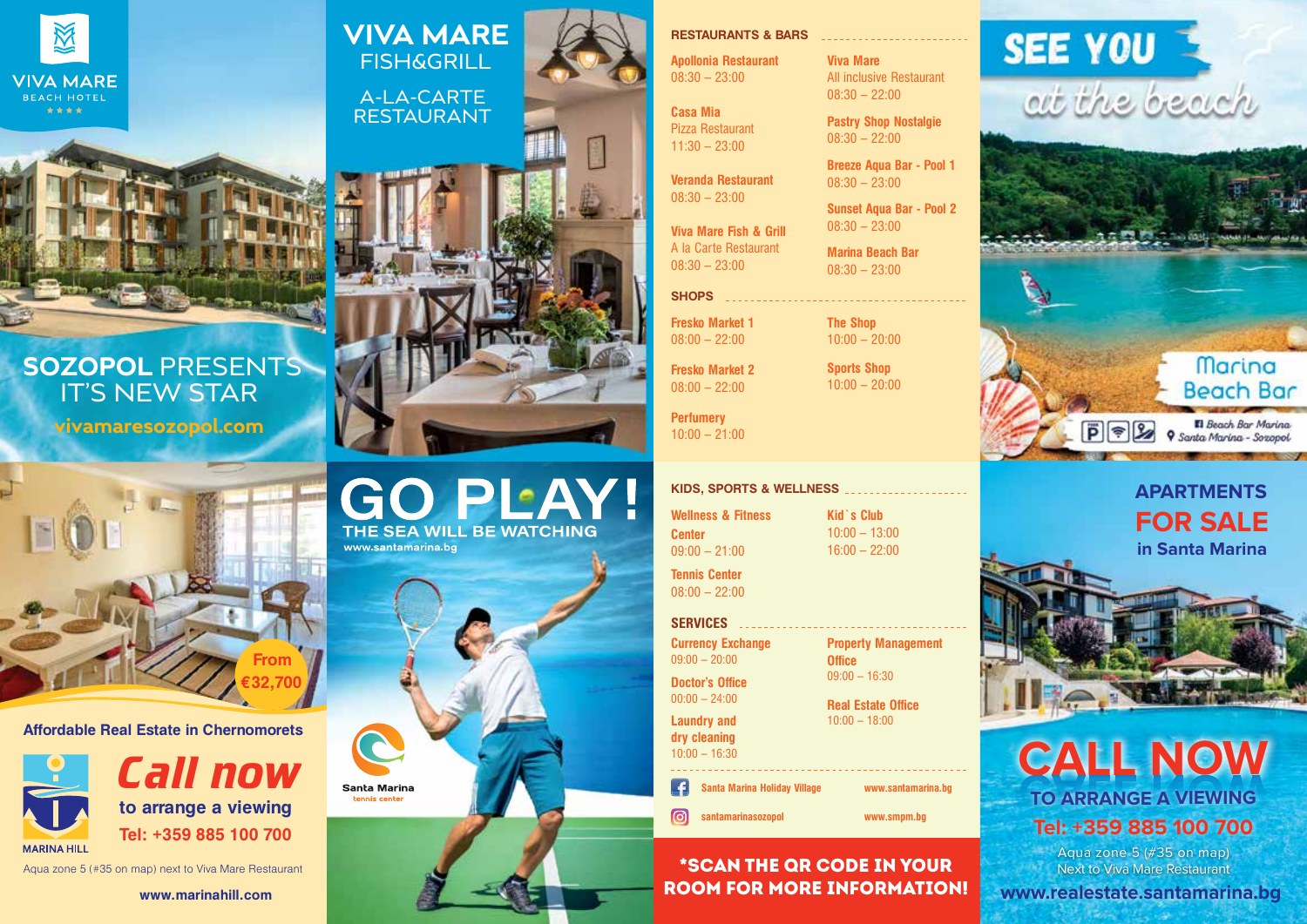VIVA MARE
BEACH HOTEL

**SOZOPOL** PRESENTS IT'S NEW STAR

vivamaresozopol.com

## VIVA MARE
FISH&GRILL

A-LA-CARTE RESTAURANT

### RESTAURANTS & BARS

**Apollonia Restaurant**
08:30 – 23:00

**Casa Mia**
Pizza Restaurant
11:30 – 23:00

**Veranda Restaurant**
08:30 – 23:00

**Viva Mare Fish & Grill**
A la Carte Restaurant
08:30 – 23:00

**Viva Mare**
All inclusive Restaurant
08:30 – 22:00

**Pastry Shop Nostalgie**
08:30 – 22:00

**Breeze Aqua Bar - Pool 1**
08:30 – 23:00

**Sunset Aqua Bar - Pool 2**
08:30 – 23:00

**Marina Beach Bar**
08:30 – 23:00

### SHOPS

**Fresko Market 1**
08:00 – 22:00

**Fresko Market 2**
08:00 – 22:00

**Perfumery**
10:00 – 21:00

**The Shop**
10:00 – 20:00

**Sports Shop**
10:00 – 20:00

SEE YOU at the beach

Marina Beach Bar

Beach Bar Marina
Santa Marina - Sozopol

From €32,700

**Affordable Real Estate in Chernomorets**

MARINA HILL

*Call now*
to arrange a viewing
**Tel: +359 885 100 700**

Aqua zone 5 (#35 on map) next to Viva Mare Restaurant

**www.marinahill.com**

## GO PLAY!
THE SEA WILL BE WATCHING
www.santamarina.bg

Santa Marina
tennis center

### KIDS, SPORTS & WELLNESS

**Wellness & Fitness Center**
09:00 – 21:00

**Tennis Center**
08:00 – 22:00

**Kid`s Club**
10:00 – 13:00
16:00 – 22:00

### SERVICES

**Currency Exchange**
09:00 – 20:00

**Doctor's Office**
00:00 – 24:00

**Laundry and dry cleaning**
10:00 – 16:30

**Property Management Office**
09:00 – 16:30

**Real Estate Office**
10:00 – 18:00

Santa Marina Holiday Village — www.santamarina.bg

santamarinasozopol — www.smpm.bg

**\*SCAN THE QR CODE IN YOUR ROOM FOR MORE INFORMATION!**

**APARTMENTS FOR SALE in Santa Marina**

**CALL NOW**
TO ARRANGE A VIEWING
**Tel: +359 885 100 700**

Aqua zone 5 (#35 on map)
Next to Viva Mare Restaurant

**www.realestate.santamarina.bg**